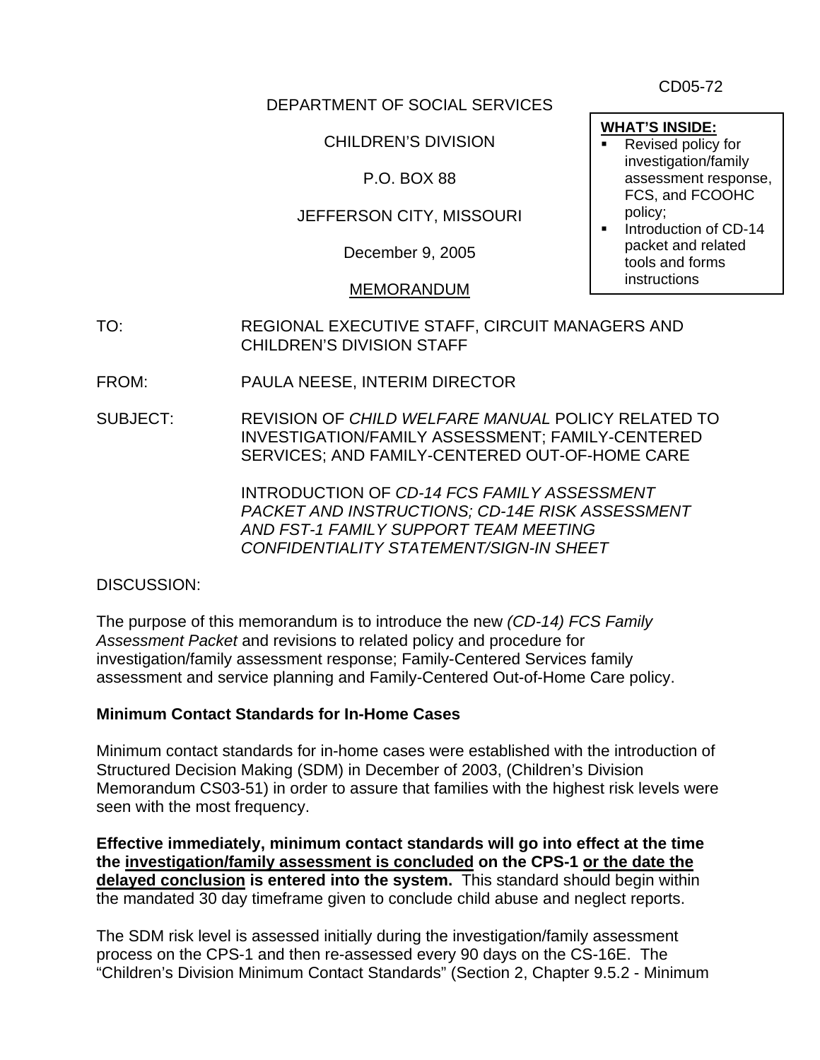CD05-72

DEPARTMENT OF SOCIAL SERVICES

CHILDREN'S DIVISION

P.O. BOX 88

JEFFERSON CITY, MISSOURI

December 9, 2005

MEMORANDUM

**WHAT'S INSIDE:**

- Revised policy for investigation/family assessment response, FCS, and FCOOHC policy;
- Introduction of CD-14 packet and related tools and forms instructions

TO: REGIONAL EXECUTIVE STAFF, CIRCUIT MANAGERS AND CHILDREN'S DIVISION STAFF

FROM: PAULA NEESE, INTERIM DIRECTOR

SUBJECT: REVISION OF *CHILD WELFARE MANUAL* POLICY RELATED TO INVESTIGATION/FAMILY ASSESSMENT; FAMILY-CENTERED SERVICES; AND FAMILY-CENTERED OUT-OF-HOME CARE

INTRODUCTION OF *CD-14 FCS FAMILY ASSESSMENT PACKET AND INSTRUCTIONS; CD-14E RISK ASSESSMENT AND FST-1 FAMILY SUPPORT TEAM MEETING CONFIDENTIALITY STATEMENT/SIGN-IN SHEET*

DISCUSSION:

The purpose of this memorandum is to introduce the new *(CD-14) FCS Family Assessment Packet* and revisions to related policy and procedure for investigation/family assessment response; Family-Centered Services family assessment and service planning and Family-Centered Out-of-Home Care policy.

**Minimum Contact Standards for In-Home Cases**

Minimum contact standards for in-home cases were established with the introduction of Structured Decision Making (SDM) in December of 2003, (Children's Division Memorandum CS03-51) in order to assure that families with the highest risk levels were seen with the most frequency.

**Effective immediately, minimum contact standards will go into effect at the time the <u>investigation/family assessment is concluded</u> on the CPS-1 <u>or the date the delayed conclusion</u> is entered into the system.** This standard should begin within the mandated 30 day timeframe given to conclude child abuse and neglect reports.

The SDM risk level is assessed initially during the investigation/family assessment process on the CPS-1 and then re-assessed every 90 days on the CS-16E. The "Children's Division Minimum Contact Standards" (Section 2, Chapter 9.5.2 - Minimum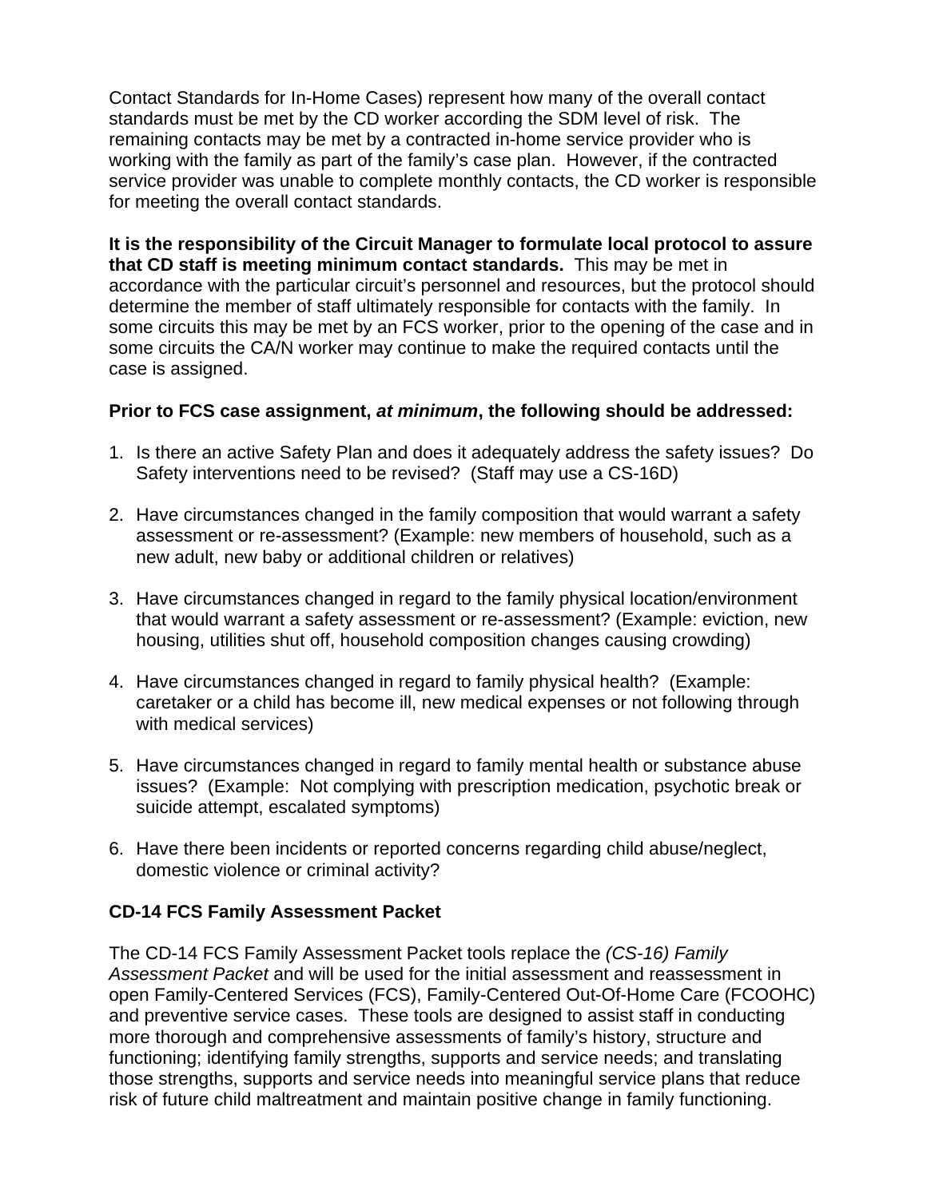Contact Standards for In-Home Cases) represent how many of the overall contact standards must be met by the CD worker according the SDM level of risk. The remaining contacts may be met by a contracted in-home service provider who is working with the family as part of the family's case plan. However, if the contracted service provider was unable to complete monthly contacts, the CD worker is responsible for meeting the overall contact standards.

**It is the responsibility of the Circuit Manager to formulate local protocol to assure that CD staff is meeting minimum contact standards.** This may be met in accordance with the particular circuit's personnel and resources, but the protocol should determine the member of staff ultimately responsible for contacts with the family. In some circuits this may be met by an FCS worker, prior to the opening of the case and in some circuits the CA/N worker may continue to make the required contacts until the case is assigned.

**Prior to FCS case assignment, *at minimum*, the following should be addressed:**

1. Is there an active Safety Plan and does it adequately address the safety issues? Do Safety interventions need to be revised? (Staff may use a CS-16D)

2. Have circumstances changed in the family composition that would warrant a safety assessment or re-assessment? (Example: new members of household, such as a new adult, new baby or additional children or relatives)

3. Have circumstances changed in regard to the family physical location/environment that would warrant a safety assessment or re-assessment? (Example: eviction, new housing, utilities shut off, household composition changes causing crowding)

4. Have circumstances changed in regard to family physical health? (Example: caretaker or a child has become ill, new medical expenses or not following through with medical services)

5. Have circumstances changed in regard to family mental health or substance abuse issues? (Example: Not complying with prescription medication, psychotic break or suicide attempt, escalated symptoms)

6. Have there been incidents or reported concerns regarding child abuse/neglect, domestic violence or criminal activity?

**CD-14 FCS Family Assessment Packet**

The CD-14 FCS Family Assessment Packet tools replace the *(CS-16) Family Assessment Packet* and will be used for the initial assessment and reassessment in open Family-Centered Services (FCS), Family-Centered Out-Of-Home Care (FCOOHC) and preventive service cases. These tools are designed to assist staff in conducting more thorough and comprehensive assessments of family's history, structure and functioning; identifying family strengths, supports and service needs; and translating those strengths, supports and service needs into meaningful service plans that reduce risk of future child maltreatment and maintain positive change in family functioning.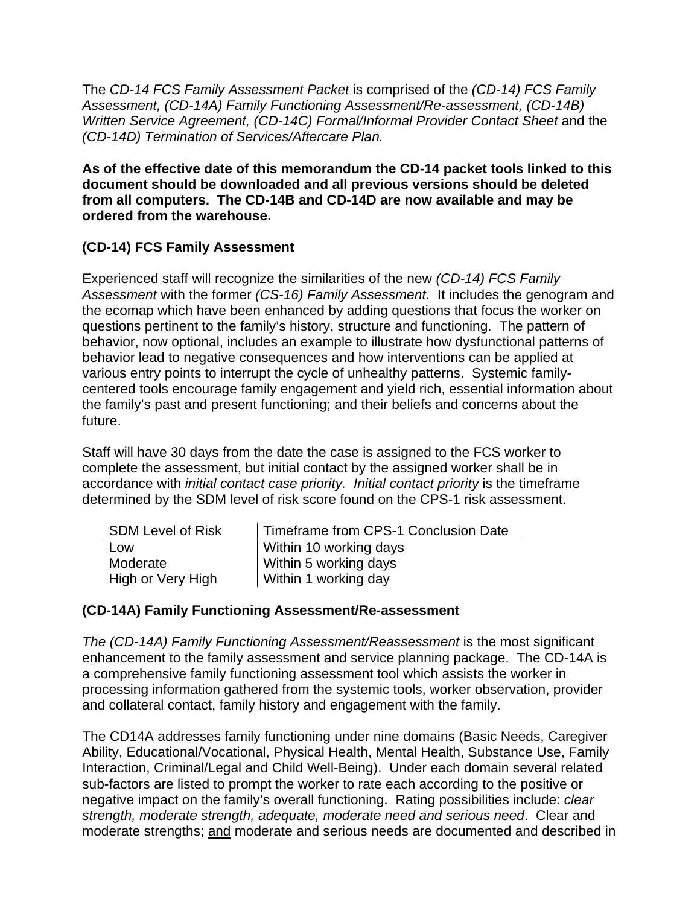The *CD-14 FCS Family Assessment Packet* is comprised of the *(CD-14) FCS Family Assessment, (CD-14A) Family Functioning Assessment/Re-assessment, (CD-14B) Written Service Agreement, (CD-14C) Formal/Informal Provider Contact Sheet* and the *(CD-14D) Termination of Services/Aftercare Plan.*

**As of the effective date of this memorandum the CD-14 packet tools linked to this document should be downloaded and all previous versions should be deleted from all computers. The CD-14B and CD-14D are now available and may be ordered from the warehouse.**

**(CD-14) FCS Family Assessment**

Experienced staff will recognize the similarities of the new *(CD-14) FCS Family Assessment* with the former *(CS-16) Family Assessment*. It includes the genogram and the ecomap which have been enhanced by adding questions that focus the worker on questions pertinent to the family's history, structure and functioning. The pattern of behavior, now optional, includes an example to illustrate how dysfunctional patterns of behavior lead to negative consequences and how interventions can be applied at various entry points to interrupt the cycle of unhealthy patterns. Systemic family-centered tools encourage family engagement and yield rich, essential information about the family's past and present functioning; and their beliefs and concerns about the future.

Staff will have 30 days from the date the case is assigned to the FCS worker to complete the assessment, but initial contact by the assigned worker shall be in accordance with *initial contact case priority. Initial contact priority* is the timeframe determined by the SDM level of risk score found on the CPS-1 risk assessment.

| SDM Level of Risk | Timeframe from CPS-1 Conclusion Date |
|---|---|
| Low | Within 10 working days |
| Moderate | Within 5 working days |
| High or Very High | Within 1 working day |

**(CD-14A) Family Functioning Assessment/Re-assessment**

*The (CD-14A) Family Functioning Assessment/Reassessment* is the most significant enhancement to the family assessment and service planning package. The CD-14A is a comprehensive family functioning assessment tool which assists the worker in processing information gathered from the systemic tools, worker observation, provider and collateral contact, family history and engagement with the family.

The CD14A addresses family functioning under nine domains (Basic Needs, Caregiver Ability, Educational/Vocational, Physical Health, Mental Health, Substance Use, Family Interaction, Criminal/Legal and Child Well-Being). Under each domain several related sub-factors are listed to prompt the worker to rate each according to the positive or negative impact on the family's overall functioning. Rating possibilities include: *clear strength, moderate strength, adequate, moderate need and serious need*. Clear and moderate strengths; and moderate and serious needs are documented and described in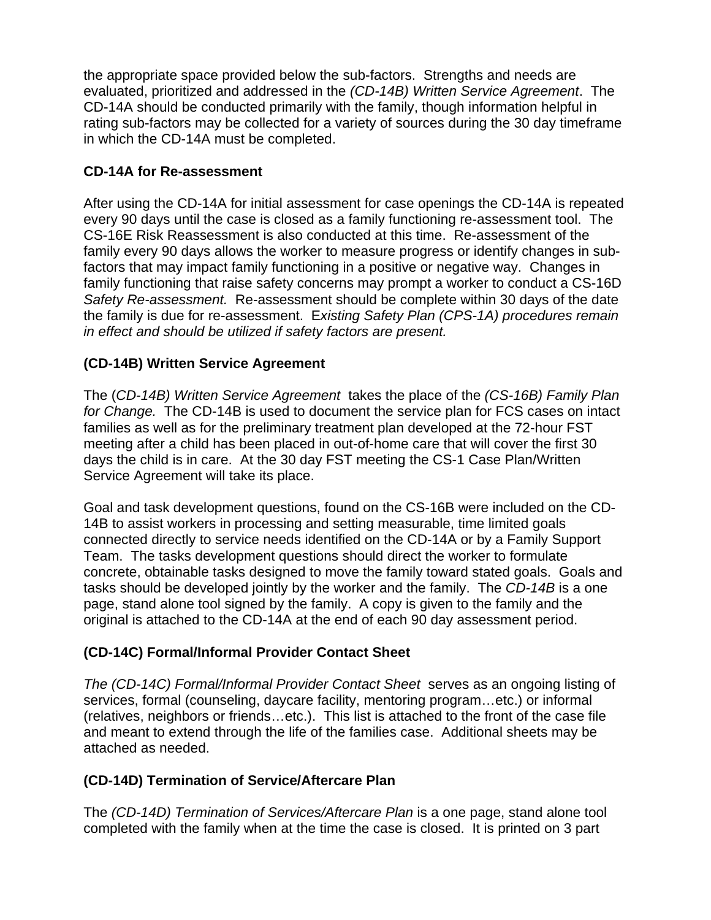the appropriate space provided below the sub-factors. Strengths and needs are evaluated, prioritized and addressed in the *(CD-14B) Written Service Agreement*. The CD-14A should be conducted primarily with the family, though information helpful in rating sub-factors may be collected for a variety of sources during the 30 day timeframe in which the CD-14A must be completed.

**CD-14A for Re-assessment**

After using the CD-14A for initial assessment for case openings the CD-14A is repeated every 90 days until the case is closed as a family functioning re-assessment tool. The CS-16E Risk Reassessment is also conducted at this time. Re-assessment of the family every 90 days allows the worker to measure progress or identify changes in sub-factors that may impact family functioning in a positive or negative way. Changes in family functioning that raise safety concerns may prompt a worker to conduct a CS-16D *Safety Re-assessment.* Re-assessment should be complete within 30 days of the date the family is due for re-assessment. E*xisting Safety Plan (CPS-1A) procedures remain in effect and should be utilized if safety factors are present.*

**(CD-14B) Written Service Agreement**

The (*CD-14B) Written Service Agreement* takes the place of the *(CS-16B) Family Plan for Change.* The CD-14B is used to document the service plan for FCS cases on intact families as well as for the preliminary treatment plan developed at the 72-hour FST meeting after a child has been placed in out-of-home care that will cover the first 30 days the child is in care. At the 30 day FST meeting the CS-1 Case Plan/Written Service Agreement will take its place.

Goal and task development questions, found on the CS-16B were included on the CD-14B to assist workers in processing and setting measurable, time limited goals connected directly to service needs identified on the CD-14A or by a Family Support Team. The tasks development questions should direct the worker to formulate concrete, obtainable tasks designed to move the family toward stated goals. Goals and tasks should be developed jointly by the worker and the family. The *CD-14B* is a one page, stand alone tool signed by the family. A copy is given to the family and the original is attached to the CD-14A at the end of each 90 day assessment period.

**(CD-14C) Formal/Informal Provider Contact Sheet**

*The (CD-14C) Formal/Informal Provider Contact Sheet* serves as an ongoing listing of services, formal (counseling, daycare facility, mentoring program…etc.) or informal (relatives, neighbors or friends…etc.). This list is attached to the front of the case file and meant to extend through the life of the families case. Additional sheets may be attached as needed.

**(CD-14D) Termination of Service/Aftercare Plan**

The *(CD-14D) Termination of Services/Aftercare Plan* is a one page, stand alone tool completed with the family when at the time the case is closed. It is printed on 3 part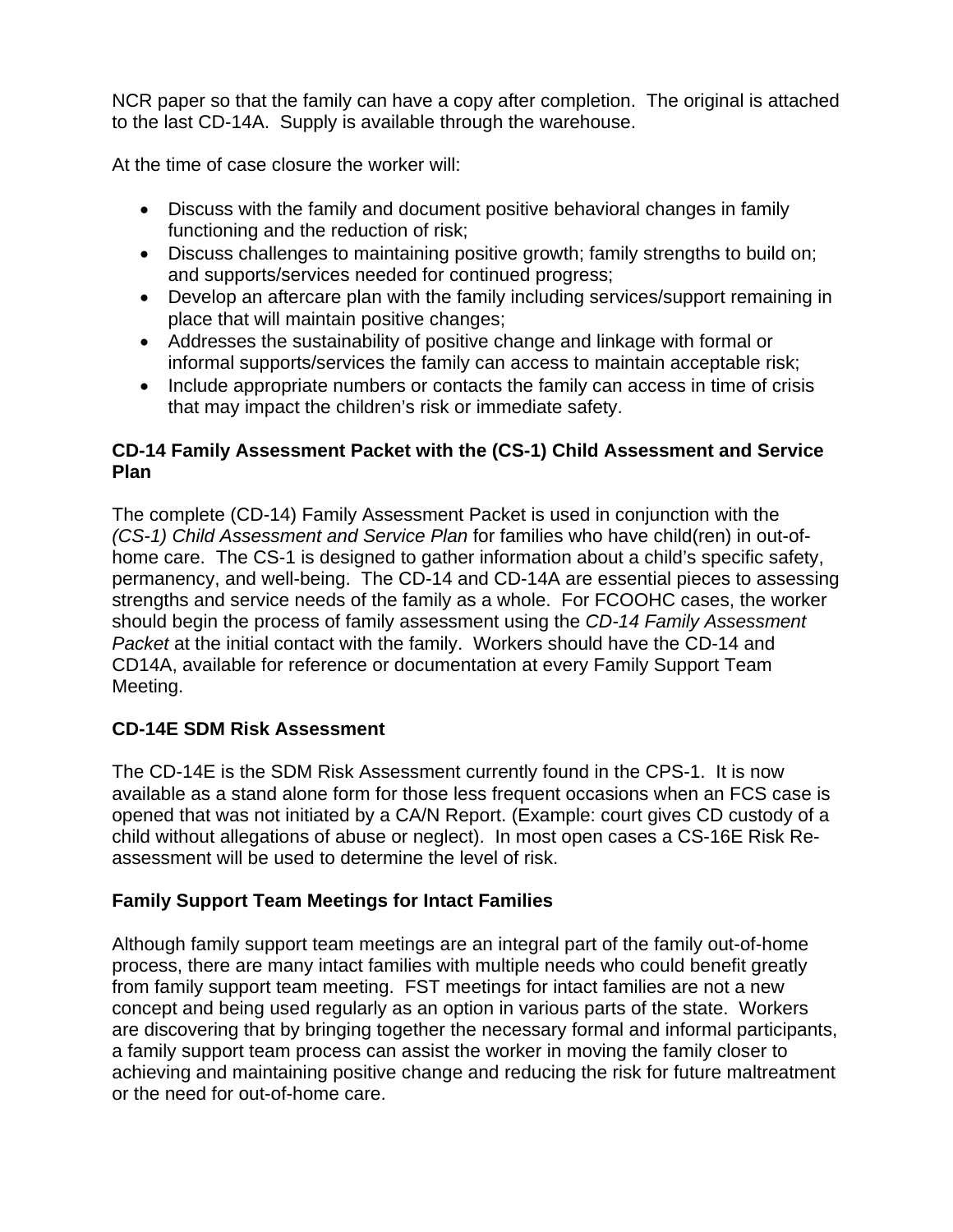NCR paper so that the family can have a copy after completion. The original is attached to the last CD-14A. Supply is available through the warehouse.

At the time of case closure the worker will:

- Discuss with the family and document positive behavioral changes in family functioning and the reduction of risk;
- Discuss challenges to maintaining positive growth; family strengths to build on; and supports/services needed for continued progress;
- Develop an aftercare plan with the family including services/support remaining in place that will maintain positive changes;
- Addresses the sustainability of positive change and linkage with formal or informal supports/services the family can access to maintain acceptable risk;
- Include appropriate numbers or contacts the family can access in time of crisis that may impact the children's risk or immediate safety.

**CD-14 Family Assessment Packet with the (CS-1) Child Assessment and Service Plan**

The complete (CD-14) Family Assessment Packet is used in conjunction with the *(CS-1) Child Assessment and Service Plan* for families who have child(ren) in out-of-home care. The CS-1 is designed to gather information about a child's specific safety, permanency, and well-being. The CD-14 and CD-14A are essential pieces to assessing strengths and service needs of the family as a whole. For FCOOHC cases, the worker should begin the process of family assessment using the *CD-14 Family Assessment Packet* at the initial contact with the family. Workers should have the CD-14 and CD14A, available for reference or documentation at every Family Support Team Meeting.

**CD-14E SDM Risk Assessment**

The CD-14E is the SDM Risk Assessment currently found in the CPS-1. It is now available as a stand alone form for those less frequent occasions when an FCS case is opened that was not initiated by a CA/N Report. (Example: court gives CD custody of a child without allegations of abuse or neglect). In most open cases a CS-16E Risk Re-assessment will be used to determine the level of risk.

**Family Support Team Meetings for Intact Families**

Although family support team meetings are an integral part of the family out-of-home process, there are many intact families with multiple needs who could benefit greatly from family support team meeting. FST meetings for intact families are not a new concept and being used regularly as an option in various parts of the state. Workers are discovering that by bringing together the necessary formal and informal participants, a family support team process can assist the worker in moving the family closer to achieving and maintaining positive change and reducing the risk for future maltreatment or the need for out-of-home care.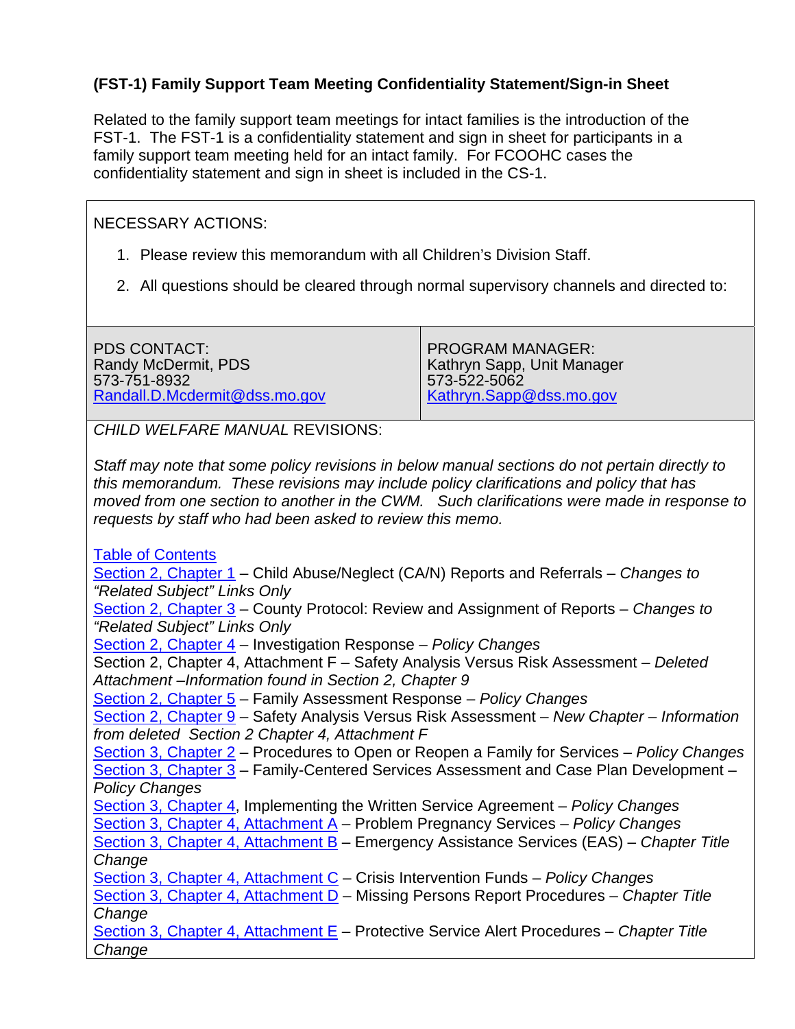### (FST-1) Family Support Team Meeting Confidentiality Statement/Sign-in Sheet

Related to the family support team meetings for intact families is the introduction of the FST-1. The FST-1 is a confidentiality statement and sign in sheet for participants in a family support team meeting held for an intact family. For FCOOHC cases the confidentiality statement and sign in sheet is included in the CS-1.

NECESSARY ACTIONS:

1. Please review this memorandum with all Children's Division Staff.
2. All questions should be cleared through normal supervisory channels and directed to:

| PDS CONTACT: | PROGRAM MANAGER: |
|---|---|
| Randy McDermit, PDS<br>573-751-8932<br>Randall.D.Mcdermit@dss.mo.gov | Kathryn Sapp, Unit Manager<br>573-522-5062<br>Kathryn.Sapp@dss.mo.gov |

*CHILD WELFARE MANUAL* REVISIONS:

*Staff may note that some policy revisions in below manual sections do not pertain directly to this memorandum. These revisions may include policy clarifications and policy that has moved from one section to another in the CWM. Such clarifications were made in response to requests by staff who had been asked to review this memo.*

Table of Contents
Section 2, Chapter 1 – Child Abuse/Neglect (CA/N) Reports and Referrals – *Changes to "Related Subject" Links Only*
Section 2, Chapter 3 – County Protocol: Review and Assignment of Reports – *Changes to "Related Subject" Links Only*
Section 2, Chapter 4 – Investigation Response – *Policy Changes*
Section 2, Chapter 4, Attachment F – Safety Analysis Versus Risk Assessment – *Deleted Attachment –Information found in Section 2, Chapter 9*
Section 2, Chapter 5 – Family Assessment Response – *Policy Changes*
Section 2, Chapter 9 – Safety Analysis Versus Risk Assessment – *New Chapter – Information from deleted Section 2 Chapter 4, Attachment F*
Section 3, Chapter 2 – Procedures to Open or Reopen a Family for Services – *Policy Changes*
Section 3, Chapter 3 – Family-Centered Services Assessment and Case Plan Development – *Policy Changes*
Section 3, Chapter 4, Implementing the Written Service Agreement – *Policy Changes*
Section 3, Chapter 4, Attachment A – Problem Pregnancy Services – *Policy Changes*
Section 3, Chapter 4, Attachment B – Emergency Assistance Services (EAS) – *Chapter Title Change*
Section 3, Chapter 4, Attachment C – Crisis Intervention Funds – *Policy Changes*
Section 3, Chapter 4, Attachment D – Missing Persons Report Procedures – *Chapter Title Change*
Section 3, Chapter 4, Attachment E – Protective Service Alert Procedures – *Chapter Title Change*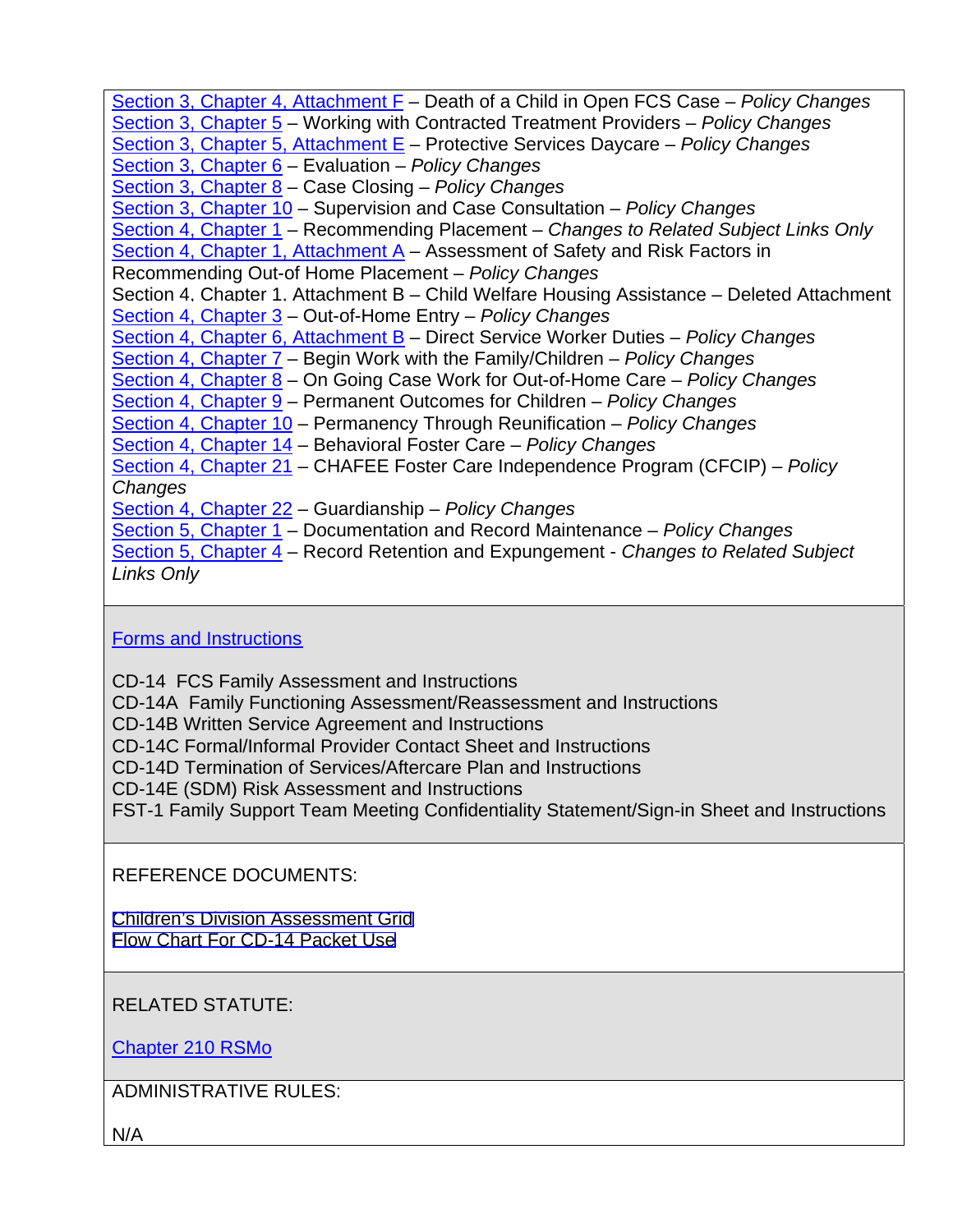Section 3, Chapter 4, Attachment F – Death of a Child in Open FCS Case – *Policy Changes*
Section 3, Chapter 5 – Working with Contracted Treatment Providers – *Policy Changes*
Section 3, Chapter 5, Attachment E – Protective Services Daycare – *Policy Changes*
Section 3, Chapter 6 – Evaluation – *Policy Changes*
Section 3, Chapter 8 – Case Closing – *Policy Changes*
Section 3, Chapter 10 – Supervision and Case Consultation – *Policy Changes*
Section 4, Chapter 1 – Recommending Placement – *Changes to Related Subject Links Only*
Section 4, Chapter 1, Attachment A – Assessment of Safety and Risk Factors in Recommending Out-of Home Placement – *Policy Changes*
Section 4, Chapter 1, Attachment B – Child Welfare Housing Assistance – Deleted Attachment
Section 4, Chapter 3 – Out-of-Home Entry – *Policy Changes*
Section 4, Chapter 6, Attachment B – Direct Service Worker Duties – *Policy Changes*
Section 4, Chapter 7 – Begin Work with the Family/Children – *Policy Changes*
Section 4, Chapter 8 – On Going Case Work for Out-of-Home Care – *Policy Changes*
Section 4, Chapter 9 – Permanent Outcomes for Children – *Policy Changes*
Section 4, Chapter 10 – Permanency Through Reunification – *Policy Changes*
Section 4, Chapter 14 – Behavioral Foster Care – *Policy Changes*
Section 4, Chapter 21 – CHAFEE Foster Care Independence Program (CFCIP) – *Policy Changes*
Section 4, Chapter 22 – Guardianship – *Policy Changes*
Section 5, Chapter 1 – Documentation and Record Maintenance – *Policy Changes*
Section 5, Chapter 4 – Record Retention and Expungement - *Changes to Related Subject Links Only*

Forms and Instructions

CD-14 FCS Family Assessment and Instructions
CD-14A Family Functioning Assessment/Reassessment and Instructions
CD-14B Written Service Agreement and Instructions
CD-14C Formal/Informal Provider Contact Sheet and Instructions
CD-14D Termination of Services/Aftercare Plan and Instructions
CD-14E (SDM) Risk Assessment and Instructions
FST-1 Family Support Team Meeting Confidentiality Statement/Sign-in Sheet and Instructions

REFERENCE DOCUMENTS:

Children's Division Assessment Grid
Flow Chart For CD-14 Packet Use

RELATED STATUTE:

Chapter 210 RSMo

ADMINISTRATIVE RULES:

N/A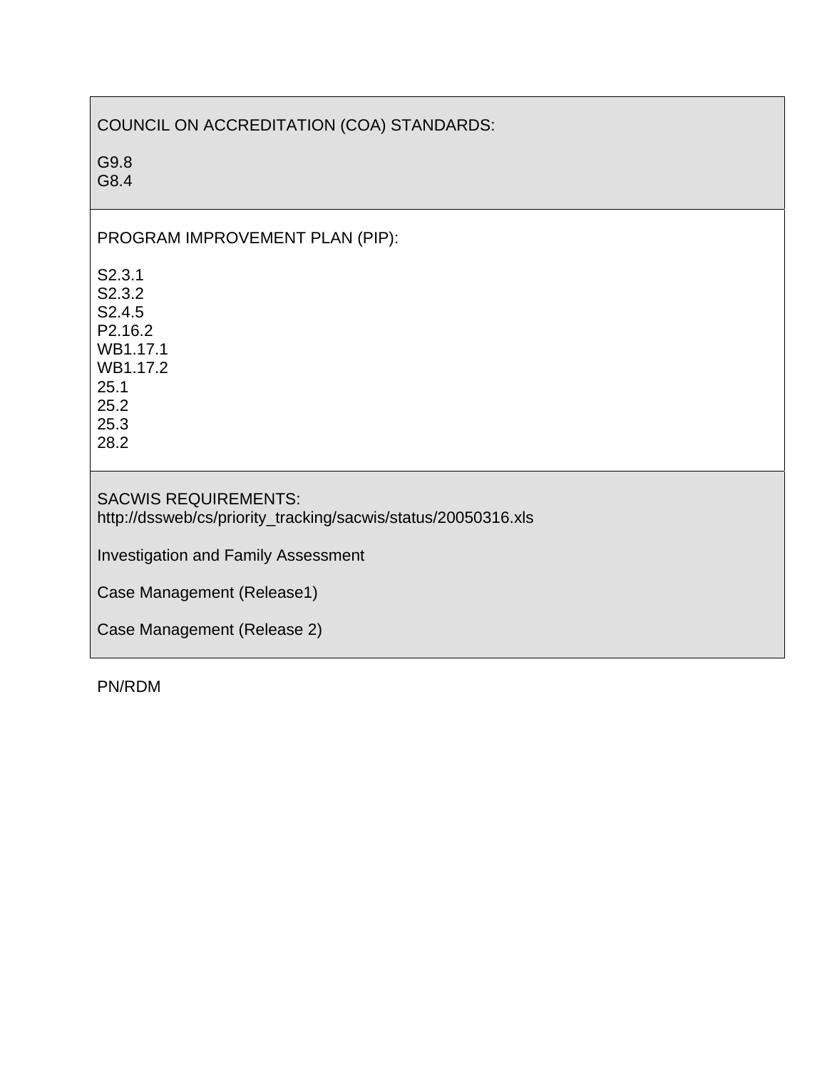COUNCIL ON ACCREDITATION (COA) STANDARDS:

G9.8
G8.4

PROGRAM IMPROVEMENT PLAN (PIP):

S2.3.1
S2.3.2
S2.4.5
P2.16.2
WB1.17.1
WB1.17.2
25.1
25.2
25.3
28.2

SACWIS REQUIREMENTS:
http://dssweb/cs/priority_tracking/sacwis/status/20050316.xls

Investigation and Family Assessment

Case Management (Release1)

Case Management (Release 2)

PN/RDM